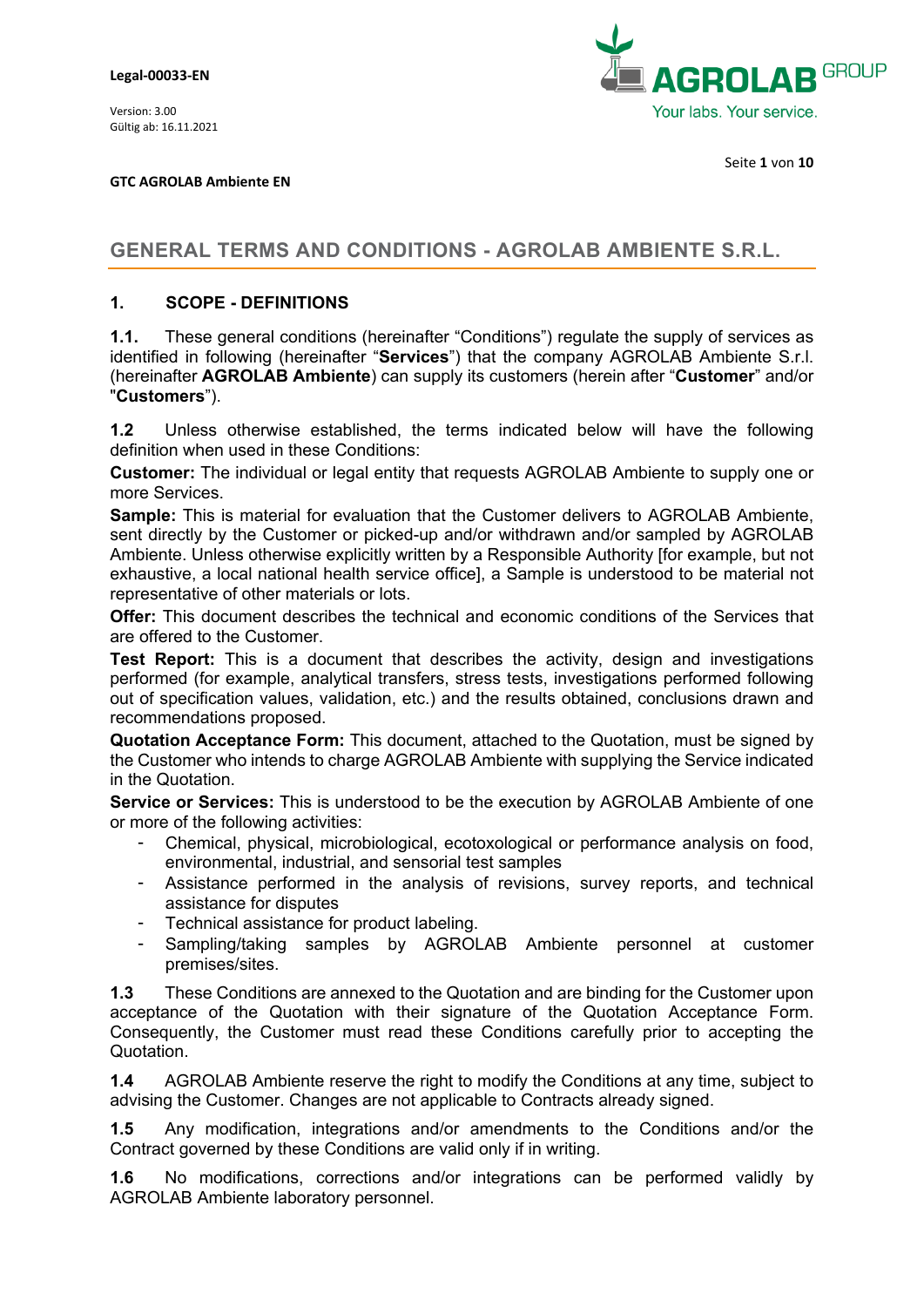# GENERAL TERMS AND CONDITIONS - AGROLAB AMBIENTE S.R.L.

## 1. SCOPE - DEFINITIONS

**1.1.** These general conditions (hereinafter "Conditions") regulate the supply of services as identified in following (hereinafter "**Services**") that the company AGROLAB Ambiente S.r.l. (hereinafter **AGROLAB Ambiente**) can supply its customers (herein after "**Customer**" and/or "**Customers**").

**1.2** Unless otherwise established, the terms indicated below will have the following definition when used in these Conditions:

**Customer:** The individual or legal entity that requests AGROLAB Ambiente to supply one or more Services.

**Sample:** This is material for evaluation that the Customer delivers to AGROLAB Ambiente, sent directly by the Customer or picked-up and/or withdrawn and/or sampled by AGROLAB Ambiente. Unless otherwise explicitly written by a Responsible Authority [for example, but not exhaustive, a local national health service office], a Sample is understood to be material not representative of other materials or lots.

**Offer:** This document describes the technical and economic conditions of the Services that are offered to the Customer.

**Test Report:** This is a document that describes the activity, design and investigations performed (for example, analytical transfers, stress tests, investigations performed following out of specification values, validation, etc.) and the results obtained, conclusions drawn and recommendations proposed.

**Quotation Acceptance Form:** This document, attached to the Quotation, must be signed by the Customer who intends to charge AGROLAB Ambiente with supplying the Service indicated in the Quotation.

**Service or Services:** This is understood to be the execution by AGROLAB Ambiente of one or more of the following activities:

- Chemical, physical, microbiological, ecotoxological or performance analysis on food, environmental, industrial, and sensorial test samples
- Assistance performed in the analysis of revisions, survey reports, and technical assistance for disputes
- Technical assistance for product labeling.
- Sampling/taking samples by AGROLAB Ambiente personnel at customer premises/sites.

**1.3** These Conditions are annexed to the Quotation and are binding for the Customer upon acceptance of the Quotation with their signature of the Quotation Acceptance Form. Consequently, the Customer must read these Conditions carefully prior to accepting the Quotation.

**1.4** AGROLAB Ambiente reserve the right to modify the Conditions at any time, subject to advising the Customer. Changes are not applicable to Contracts already signed.

**1.5** Any modification, integrations and/or amendments to the Conditions and/or the Contract governed by these Conditions are valid only if in writing.

**1.6** No modifications, corrections and/or integrations can be performed validly by AGROLAB Ambiente laboratory personnel.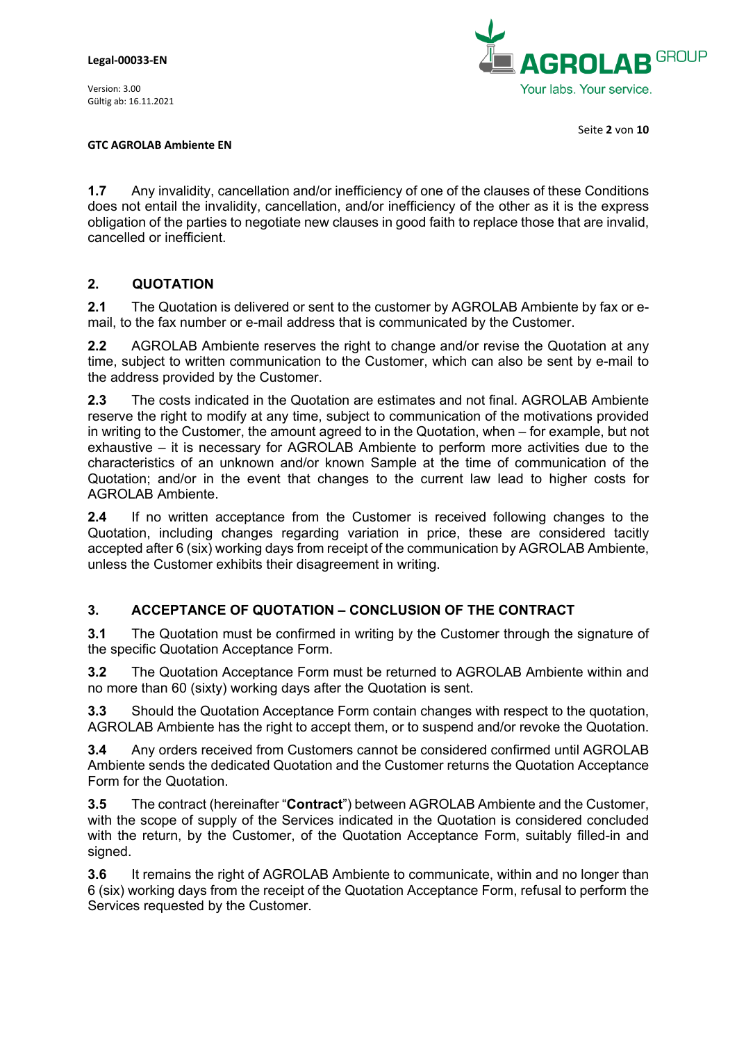**1.7** Any invalidity, cancellation and/or inefficiency of one of the clauses of these Conditions does not entail the invalidity, cancellation, and/or inefficiency of the other as it is the express obligation of the parties to negotiate new clauses in good faith to replace those that are invalid, cancelled or inefficient.

## 2. QUOTATION

**2.1** The Quotation is delivered or sent to the customer by AGROLAB Ambiente by fax or e-mail, to the fax number or e-mail address that is communicated by the Customer.

**2.2** AGROLAB Ambiente reserves the right to change and/or revise the Quotation at any time, subject to written communication to the Customer, which can also be sent by e-mail to the address provided by the Customer.

**2.3** The costs indicated in the Quotation are estimates and not final. AGROLAB Ambiente reserve the right to modify at any time, subject to communication of the motivations provided in writing to the Customer, the amount agreed to in the Quotation, when – for example, but not exhaustive – it is necessary for AGROLAB Ambiente to perform more activities due to the characteristics of an unknown and/or known Sample at the time of communication of the Quotation; and/or in the event that changes to the current law lead to higher costs for AGROLAB Ambiente.

**2.4** If no written acceptance from the Customer is received following changes to the Quotation, including changes regarding variation in price, these are considered tacitly accepted after 6 (six) working days from receipt of the communication by AGROLAB Ambiente, unless the Customer exhibits their disagreement in writing.

## 3. ACCEPTANCE OF QUOTATION – CONCLUSION OF THE CONTRACT

**3.1** The Quotation must be confirmed in writing by the Customer through the signature of the specific Quotation Acceptance Form.

**3.2** The Quotation Acceptance Form must be returned to AGROLAB Ambiente within and no more than 60 (sixty) working days after the Quotation is sent.

**3.3** Should the Quotation Acceptance Form contain changes with respect to the quotation, AGROLAB Ambiente has the right to accept them, or to suspend and/or revoke the Quotation.

**3.4** Any orders received from Customers cannot be considered confirmed until AGROLAB Ambiente sends the dedicated Quotation and the Customer returns the Quotation Acceptance Form for the Quotation.

**3.5** The contract (hereinafter "**Contract**") between AGROLAB Ambiente and the Customer, with the scope of supply of the Services indicated in the Quotation is considered concluded with the return, by the Customer, of the Quotation Acceptance Form, suitably filled-in and signed.

**3.6** It remains the right of AGROLAB Ambiente to communicate, within and no longer than 6 (six) working days from the receipt of the Quotation Acceptance Form, refusal to perform the Services requested by the Customer.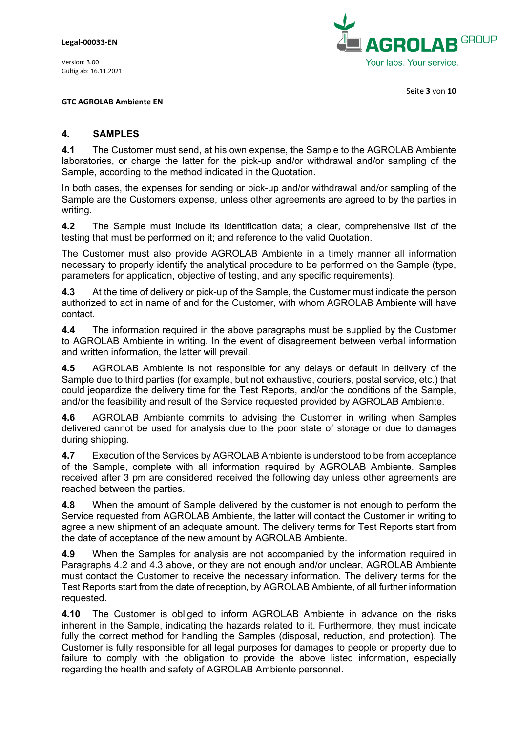## 4. SAMPLES

**4.1** The Customer must send, at his own expense, the Sample to the AGROLAB Ambiente laboratories, or charge the latter for the pick-up and/or withdrawal and/or sampling of the Sample, according to the method indicated in the Quotation.

In both cases, the expenses for sending or pick-up and/or withdrawal and/or sampling of the Sample are the Customers expense, unless other agreements are agreed to by the parties in writing.

**4.2** The Sample must include its identification data; a clear, comprehensive list of the testing that must be performed on it; and reference to the valid Quotation.

The Customer must also provide AGROLAB Ambiente in a timely manner all information necessary to properly identify the analytical procedure to be performed on the Sample (type, parameters for application, objective of testing, and any specific requirements).

**4.3** At the time of delivery or pick-up of the Sample, the Customer must indicate the person authorized to act in name of and for the Customer, with whom AGROLAB Ambiente will have contact.

**4.4** The information required in the above paragraphs must be supplied by the Customer to AGROLAB Ambiente in writing. In the event of disagreement between verbal information and written information, the latter will prevail.

**4.5** AGROLAB Ambiente is not responsible for any delays or default in delivery of the Sample due to third parties (for example, but not exhaustive, couriers, postal service, etc.) that could jeopardize the delivery time for the Test Reports, and/or the conditions of the Sample, and/or the feasibility and result of the Service requested provided by AGROLAB Ambiente.

**4.6** AGROLAB Ambiente commits to advising the Customer in writing when Samples delivered cannot be used for analysis due to the poor state of storage or due to damages during shipping.

**4.7** Execution of the Services by AGROLAB Ambiente is understood to be from acceptance of the Sample, complete with all information required by AGROLAB Ambiente. Samples received after 3 pm are considered received the following day unless other agreements are reached between the parties.

**4.8** When the amount of Sample delivered by the customer is not enough to perform the Service requested from AGROLAB Ambiente, the latter will contact the Customer in writing to agree a new shipment of an adequate amount. The delivery terms for Test Reports start from the date of acceptance of the new amount by AGROLAB Ambiente.

**4.9** When the Samples for analysis are not accompanied by the information required in Paragraphs 4.2 and 4.3 above, or they are not enough and/or unclear, AGROLAB Ambiente must contact the Customer to receive the necessary information. The delivery terms for the Test Reports start from the date of reception, by AGROLAB Ambiente, of all further information requested.

**4.10** The Customer is obliged to inform AGROLAB Ambiente in advance on the risks inherent in the Sample, indicating the hazards related to it. Furthermore, they must indicate fully the correct method for handling the Samples (disposal, reduction, and protection). The Customer is fully responsible for all legal purposes for damages to people or property due to failure to comply with the obligation to provide the above listed information, especially regarding the health and safety of AGROLAB Ambiente personnel.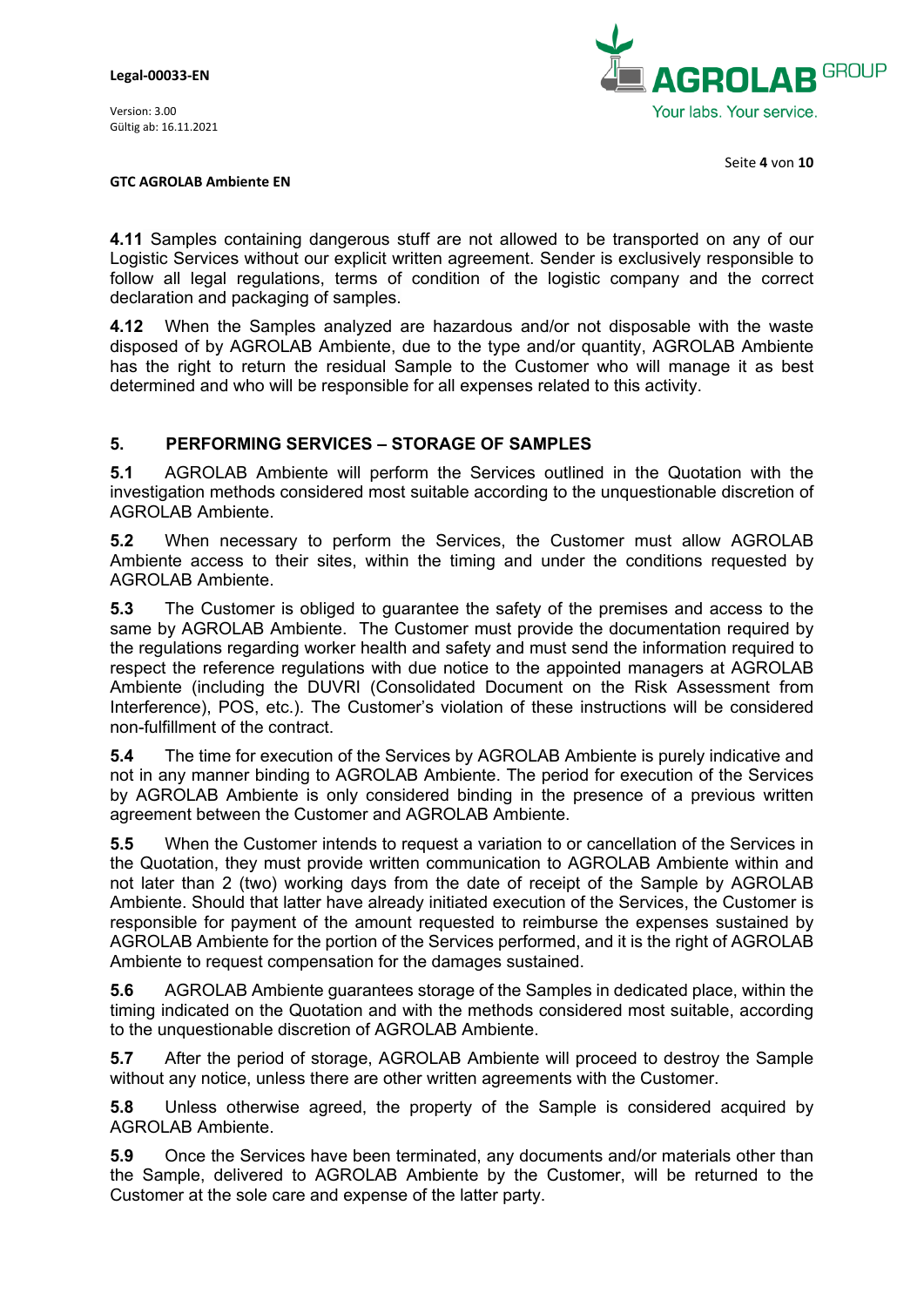**4.11** Samples containing dangerous stuff are not allowed to be transported on any of our Logistic Services without our explicit written agreement. Sender is exclusively responsible to follow all legal regulations, terms of condition of the logistic company and the correct declaration and packaging of samples.

**4.12** When the Samples analyzed are hazardous and/or not disposable with the waste disposed of by AGROLAB Ambiente, due to the type and/or quantity, AGROLAB Ambiente has the right to return the residual Sample to the Customer who will manage it as best determined and who will be responsible for all expenses related to this activity.

## 5. PERFORMING SERVICES – STORAGE OF SAMPLES

**5.1** AGROLAB Ambiente will perform the Services outlined in the Quotation with the investigation methods considered most suitable according to the unquestionable discretion of AGROLAB Ambiente.

**5.2** When necessary to perform the Services, the Customer must allow AGROLAB Ambiente access to their sites, within the timing and under the conditions requested by AGROLAB Ambiente.

**5.3** The Customer is obliged to guarantee the safety of the premises and access to the same by AGROLAB Ambiente. The Customer must provide the documentation required by the regulations regarding worker health and safety and must send the information required to respect the reference regulations with due notice to the appointed managers at AGROLAB Ambiente (including the DUVRI (Consolidated Document on the Risk Assessment from Interference), POS, etc.). The Customer's violation of these instructions will be considered non-fulfillment of the contract.

**5.4** The time for execution of the Services by AGROLAB Ambiente is purely indicative and not in any manner binding to AGROLAB Ambiente. The period for execution of the Services by AGROLAB Ambiente is only considered binding in the presence of a previous written agreement between the Customer and AGROLAB Ambiente.

**5.5** When the Customer intends to request a variation to or cancellation of the Services in the Quotation, they must provide written communication to AGROLAB Ambiente within and not later than 2 (two) working days from the date of receipt of the Sample by AGROLAB Ambiente. Should that latter have already initiated execution of the Services, the Customer is responsible for payment of the amount requested to reimburse the expenses sustained by AGROLAB Ambiente for the portion of the Services performed, and it is the right of AGROLAB Ambiente to request compensation for the damages sustained.

**5.6** AGROLAB Ambiente guarantees storage of the Samples in dedicated place, within the timing indicated on the Quotation and with the methods considered most suitable, according to the unquestionable discretion of AGROLAB Ambiente.

**5.7** After the period of storage, AGROLAB Ambiente will proceed to destroy the Sample without any notice, unless there are other written agreements with the Customer.

**5.8** Unless otherwise agreed, the property of the Sample is considered acquired by AGROLAB Ambiente.

**5.9** Once the Services have been terminated, any documents and/or materials other than the Sample, delivered to AGROLAB Ambiente by the Customer, will be returned to the Customer at the sole care and expense of the latter party.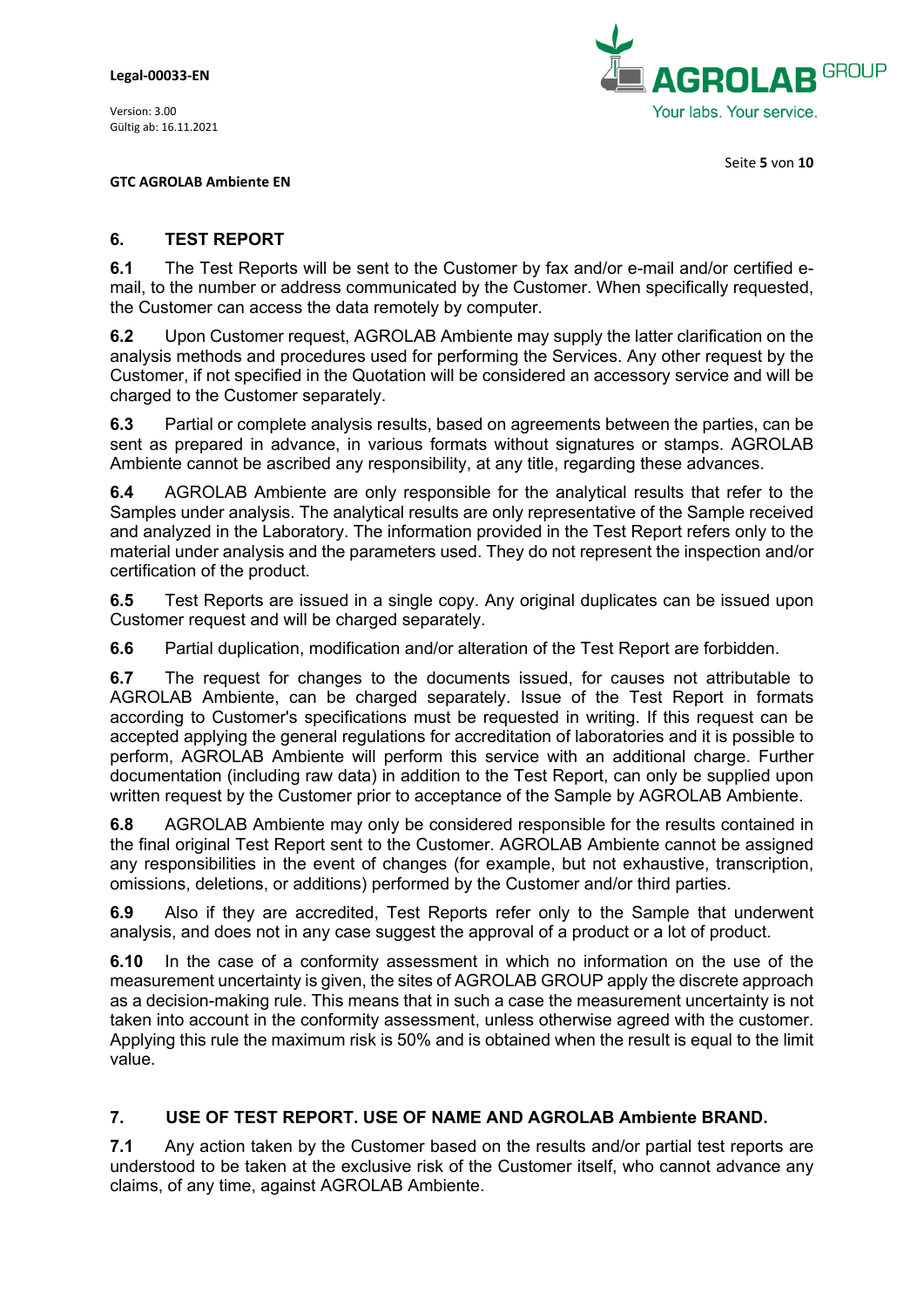## 6. TEST REPORT

**6.1** The Test Reports will be sent to the Customer by fax and/or e-mail and/or certified e-mail, to the number or address communicated by the Customer. When specifically requested, the Customer can access the data remotely by computer.

**6.2** Upon Customer request, AGROLAB Ambiente may supply the latter clarification on the analysis methods and procedures used for performing the Services. Any other request by the Customer, if not specified in the Quotation will be considered an accessory service and will be charged to the Customer separately.

**6.3** Partial or complete analysis results, based on agreements between the parties, can be sent as prepared in advance, in various formats without signatures or stamps. AGROLAB Ambiente cannot be ascribed any responsibility, at any title, regarding these advances.

**6.4** AGROLAB Ambiente are only responsible for the analytical results that refer to the Samples under analysis. The analytical results are only representative of the Sample received and analyzed in the Laboratory. The information provided in the Test Report refers only to the material under analysis and the parameters used. They do not represent the inspection and/or certification of the product.

**6.5** Test Reports are issued in a single copy. Any original duplicates can be issued upon Customer request and will be charged separately.

**6.6** Partial duplication, modification and/or alteration of the Test Report are forbidden.

**6.7** The request for changes to the documents issued, for causes not attributable to AGROLAB Ambiente, can be charged separately. Issue of the Test Report in formats according to Customer's specifications must be requested in writing. If this request can be accepted applying the general regulations for accreditation of laboratories and it is possible to perform, AGROLAB Ambiente will perform this service with an additional charge. Further documentation (including raw data) in addition to the Test Report, can only be supplied upon written request by the Customer prior to acceptance of the Sample by AGROLAB Ambiente.

**6.8** AGROLAB Ambiente may only be considered responsible for the results contained in the final original Test Report sent to the Customer. AGROLAB Ambiente cannot be assigned any responsibilities in the event of changes (for example, but not exhaustive, transcription, omissions, deletions, or additions) performed by the Customer and/or third parties.

**6.9** Also if they are accredited, Test Reports refer only to the Sample that underwent analysis, and does not in any case suggest the approval of a product or a lot of product.

**6.10** In the case of a conformity assessment in which no information on the use of the measurement uncertainty is given, the sites of AGROLAB GROUP apply the discrete approach as a decision-making rule. This means that in such a case the measurement uncertainty is not taken into account in the conformity assessment, unless otherwise agreed with the customer. Applying this rule the maximum risk is 50% and is obtained when the result is equal to the limit value.

## 7. USE OF TEST REPORT. USE OF NAME AND AGROLAB Ambiente BRAND.

**7.1** Any action taken by the Customer based on the results and/or partial test reports are understood to be taken at the exclusive risk of the Customer itself, who cannot advance any claims, of any time, against AGROLAB Ambiente.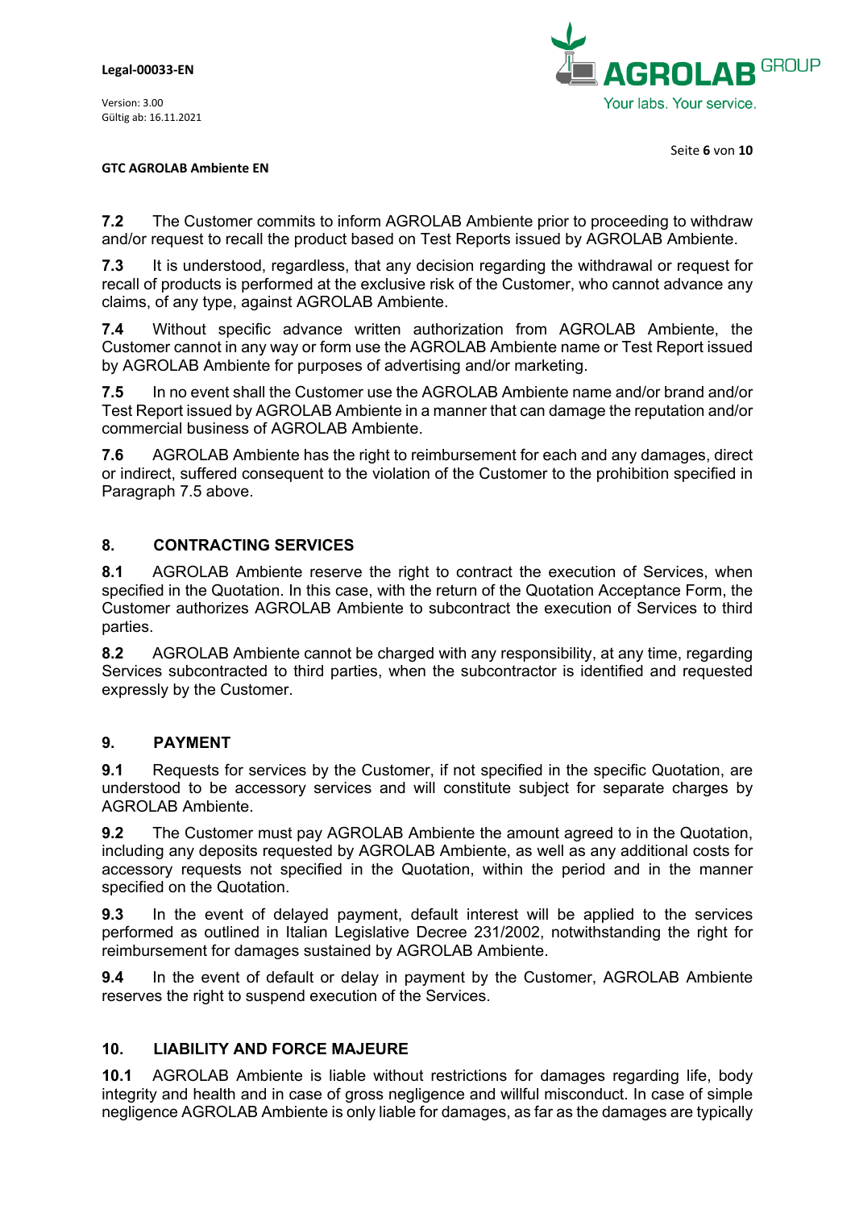**7.2** The Customer commits to inform AGROLAB Ambiente prior to proceeding to withdraw and/or request to recall the product based on Test Reports issued by AGROLAB Ambiente.

**7.3** It is understood, regardless, that any decision regarding the withdrawal or request for recall of products is performed at the exclusive risk of the Customer, who cannot advance any claims, of any type, against AGROLAB Ambiente.

**7.4** Without specific advance written authorization from AGROLAB Ambiente, the Customer cannot in any way or form use the AGROLAB Ambiente name or Test Report issued by AGROLAB Ambiente for purposes of advertising and/or marketing.

**7.5** In no event shall the Customer use the AGROLAB Ambiente name and/or brand and/or Test Report issued by AGROLAB Ambiente in a manner that can damage the reputation and/or commercial business of AGROLAB Ambiente.

**7.6** AGROLAB Ambiente has the right to reimbursement for each and any damages, direct or indirect, suffered consequent to the violation of the Customer to the prohibition specified in Paragraph 7.5 above.

## 8. CONTRACTING SERVICES

**8.1** AGROLAB Ambiente reserve the right to contract the execution of Services, when specified in the Quotation. In this case, with the return of the Quotation Acceptance Form, the Customer authorizes AGROLAB Ambiente to subcontract the execution of Services to third parties.

**8.2** AGROLAB Ambiente cannot be charged with any responsibility, at any time, regarding Services subcontracted to third parties, when the subcontractor is identified and requested expressly by the Customer.

## 9. PAYMENT

**9.1** Requests for services by the Customer, if not specified in the specific Quotation, are understood to be accessory services and will constitute subject for separate charges by AGROLAB Ambiente.

**9.2** The Customer must pay AGROLAB Ambiente the amount agreed to in the Quotation, including any deposits requested by AGROLAB Ambiente, as well as any additional costs for accessory requests not specified in the Quotation, within the period and in the manner specified on the Quotation.

**9.3** In the event of delayed payment, default interest will be applied to the services performed as outlined in Italian Legislative Decree 231/2002, notwithstanding the right for reimbursement for damages sustained by AGROLAB Ambiente.

**9.4** In the event of default or delay in payment by the Customer, AGROLAB Ambiente reserves the right to suspend execution of the Services.

## 10. LIABILITY AND FORCE MAJEURE

**10.1** AGROLAB Ambiente is liable without restrictions for damages regarding life, body integrity and health and in case of gross negligence and willful misconduct. In case of simple negligence AGROLAB Ambiente is only liable for damages, as far as the damages are typically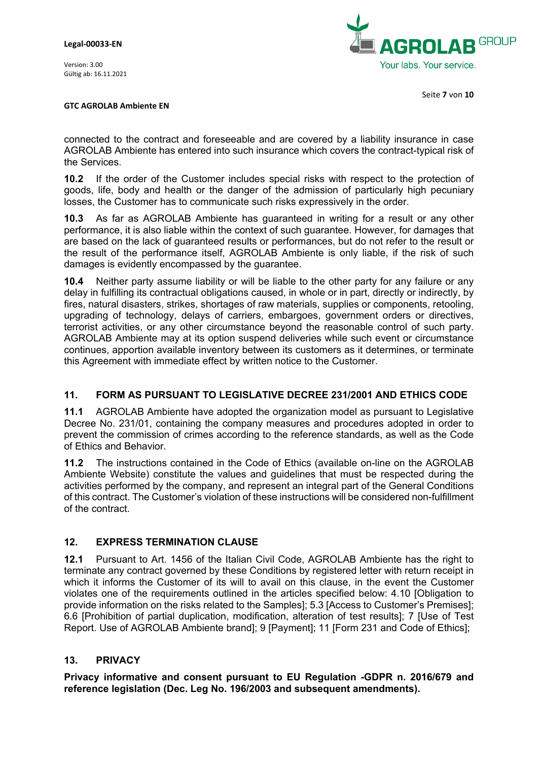connected to the contract and foreseeable and are covered by a liability insurance in case AGROLAB Ambiente has entered into such insurance which covers the contract-typical risk of the Services.

**10.2** If the order of the Customer includes special risks with respect to the protection of goods, life, body and health or the danger of the admission of particularly high pecuniary losses, the Customer has to communicate such risks expressively in the order.

**10.3** As far as AGROLAB Ambiente has guaranteed in writing for a result or any other performance, it is also liable within the context of such guarantee. However, for damages that are based on the lack of guaranteed results or performances, but do not refer to the result or the result of the performance itself, AGROLAB Ambiente is only liable, if the risk of such damages is evidently encompassed by the guarantee.

**10.4** Neither party assume liability or will be liable to the other party for any failure or any delay in fulfilling its contractual obligations caused, in whole or in part, directly or indirectly, by fires, natural disasters, strikes, shortages of raw materials, supplies or components, retooling, upgrading of technology, delays of carriers, embargoes, government orders or directives, terrorist activities, or any other circumstance beyond the reasonable control of such party. AGROLAB Ambiente may at its option suspend deliveries while such event or circumstance continues, apportion available inventory between its customers as it determines, or terminate this Agreement with immediate effect by written notice to the Customer.

## 11. FORM AS PURSUANT TO LEGISLATIVE DECREE 231/2001 AND ETHICS CODE

**11.1** AGROLAB Ambiente have adopted the organization model as pursuant to Legislative Decree No. 231/01, containing the company measures and procedures adopted in order to prevent the commission of crimes according to the reference standards, as well as the Code of Ethics and Behavior.

**11.2** The instructions contained in the Code of Ethics (available on-line on the AGROLAB Ambiente Website) constitute the values and guidelines that must be respected during the activities performed by the company, and represent an integral part of the General Conditions of this contract. The Customer's violation of these instructions will be considered non-fulfillment of the contract.

## 12. EXPRESS TERMINATION CLAUSE

**12.1** Pursuant to Art. 1456 of the Italian Civil Code, AGROLAB Ambiente has the right to terminate any contract governed by these Conditions by registered letter with return receipt in which it informs the Customer of its will to avail on this clause, in the event the Customer violates one of the requirements outlined in the articles specified below: 4.10 [Obligation to provide information on the risks related to the Samples]; 5.3 [Access to Customer's Premises]; 6.6 [Prohibition of partial duplication, modification, alteration of test results]; 7 [Use of Test Report. Use of AGROLAB Ambiente brand]; 9 [Payment]; 11 [Form 231 and Code of Ethics];

## 13. PRIVACY

**Privacy informative and consent pursuant to EU Regulation -GDPR n. 2016/679 and reference legislation (Dec. Leg No. 196/2003 and subsequent amendments).**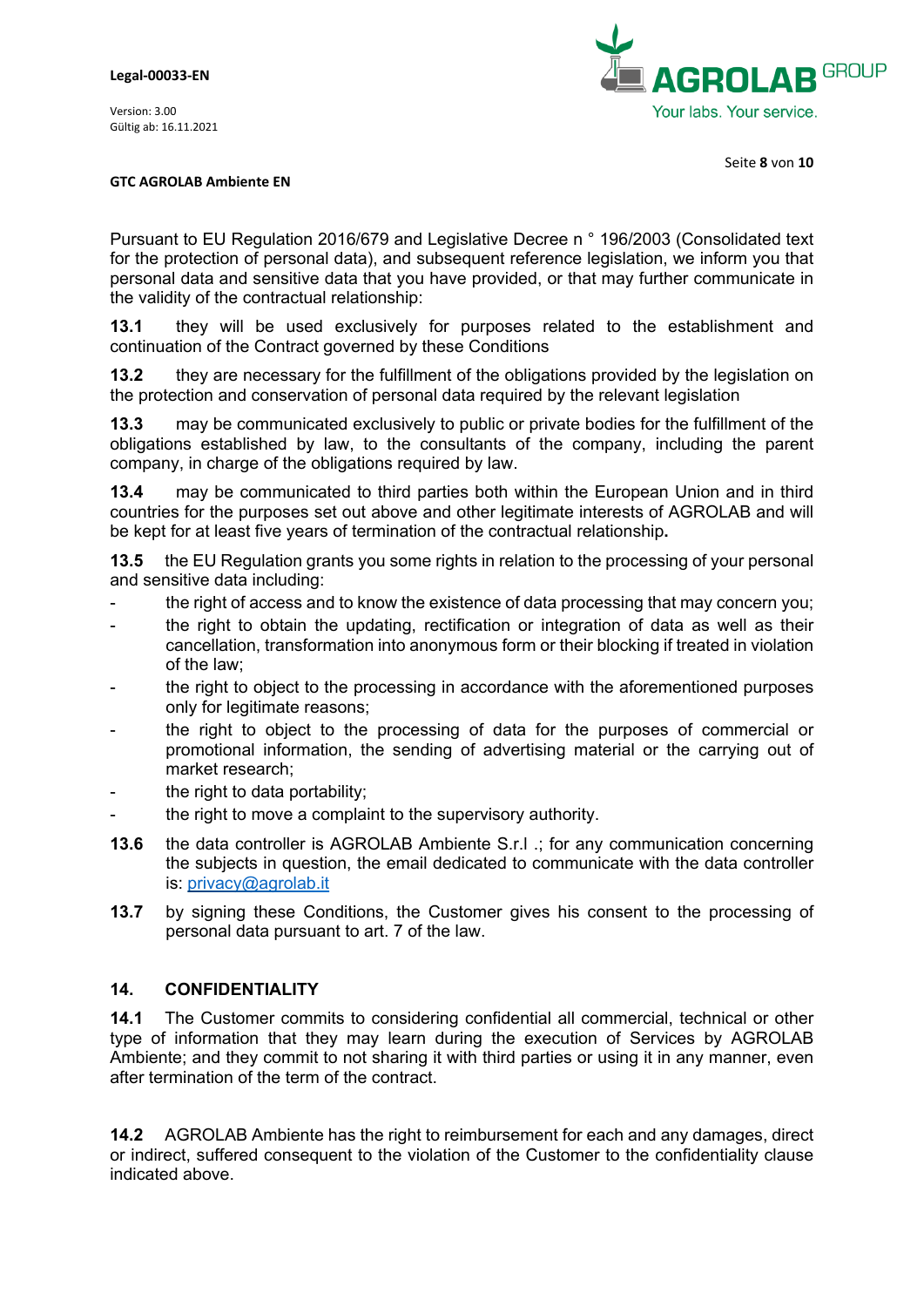Pursuant to EU Regulation 2016/679 and Legislative Decree n ° 196/2003 (Consolidated text for the protection of personal data), and subsequent reference legislation, we inform you that personal data and sensitive data that you have provided, or that may further communicate in the validity of the contractual relationship:

**13.1** they will be used exclusively for purposes related to the establishment and continuation of the Contract governed by these Conditions

**13.2** they are necessary for the fulfillment of the obligations provided by the legislation on the protection and conservation of personal data required by the relevant legislation

**13.3** may be communicated exclusively to public or private bodies for the fulfillment of the obligations established by law, to the consultants of the company, including the parent company, in charge of the obligations required by law.

**13.4** may be communicated to third parties both within the European Union and in third countries for the purposes set out above and other legitimate interests of AGROLAB and will be kept for at least five years of termination of the contractual relationship**.**

**13.5** the EU Regulation grants you some rights in relation to the processing of your personal and sensitive data including:

- the right of access and to know the existence of data processing that may concern you;
- the right to obtain the updating, rectification or integration of data as well as their cancellation, transformation into anonymous form or their blocking if treated in violation of the law;
- the right to object to the processing in accordance with the aforementioned purposes only for legitimate reasons;
- the right to object to the processing of data for the purposes of commercial or promotional information, the sending of advertising material or the carrying out of market research;
- the right to data portability;
- the right to move a complaint to the supervisory authority.

**13.6** the data controller is AGROLAB Ambiente S.r.l .; for any communication concerning the subjects in question, the email dedicated to communicate with the data controller is: privacy@agrolab.it

**13.7** by signing these Conditions, the Customer gives his consent to the processing of personal data pursuant to art. 7 of the law.

## 14. CONFIDENTIALITY

**14.1** The Customer commits to considering confidential all commercial, technical or other type of information that they may learn during the execution of Services by AGROLAB Ambiente; and they commit to not sharing it with third parties or using it in any manner, even after termination of the term of the contract.

**14.2** AGROLAB Ambiente has the right to reimbursement for each and any damages, direct or indirect, suffered consequent to the violation of the Customer to the confidentiality clause indicated above.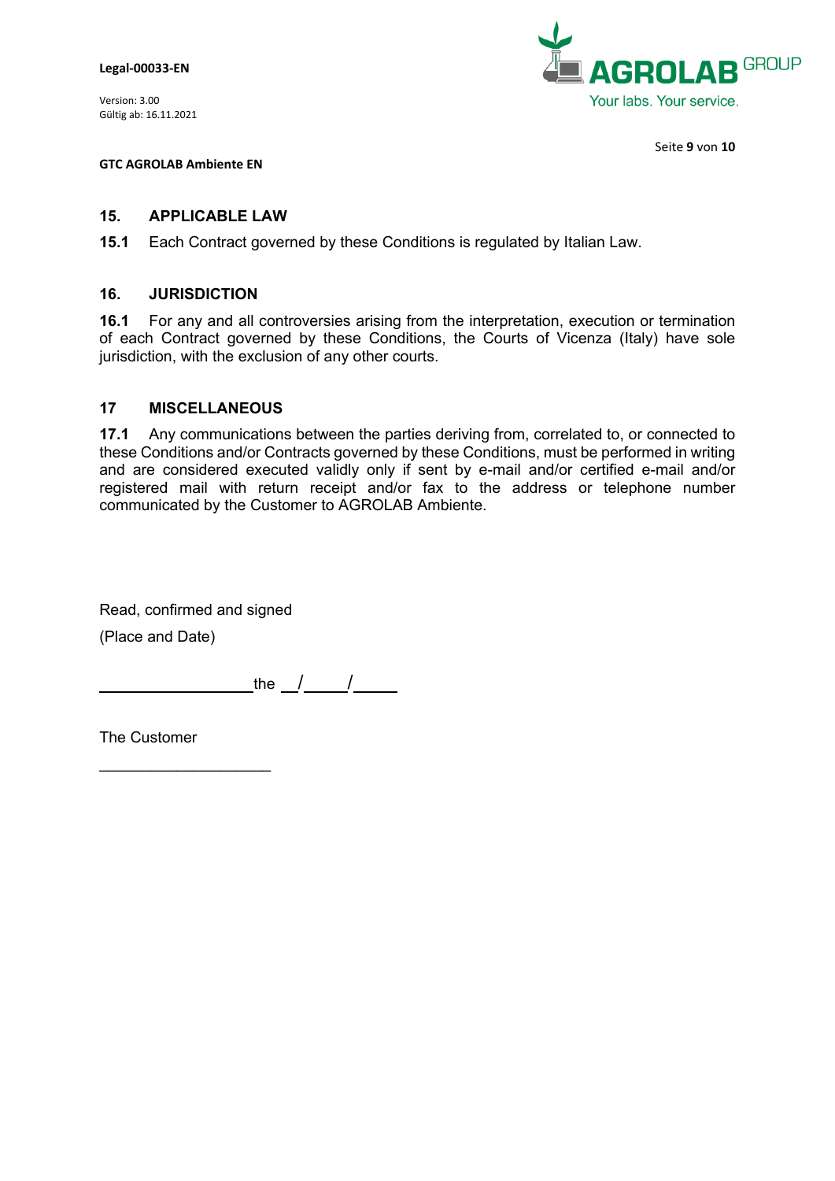## 15. APPLICABLE LAW

**15.1** Each Contract governed by these Conditions is regulated by Italian Law.

## 16. JURISDICTION

**16.1** For any and all controversies arising from the interpretation, execution or termination of each Contract governed by these Conditions, the Courts of Vicenza (Italy) have sole jurisdiction, with the exclusion of any other courts.

## 17 MISCELLANEOUS

**17.1** Any communications between the parties deriving from, correlated to, or connected to these Conditions and/or Contracts governed by these Conditions, must be performed in writing and are considered executed validly only if sent by e-mail and/or certified e-mail and/or registered mail with return receipt and/or fax to the address or telephone number communicated by the Customer to AGROLAB Ambiente.

Read, confirmed and signed

(Place and Date)

__________________the __/_____/_____

The Customer

____________________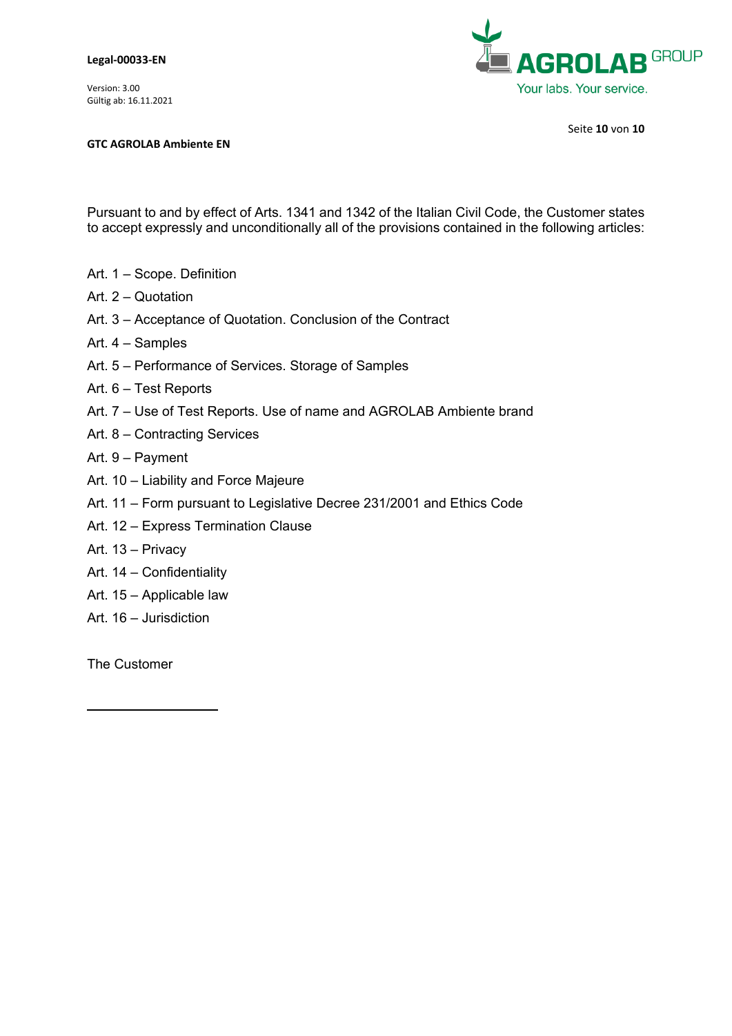Pursuant to and by effect of Arts. 1341 and 1342 of the Italian Civil Code, the Customer states to accept expressly and unconditionally all of the provisions contained in the following articles:

Art. 1 – Scope. Definition

Art. 2 – Quotation

Art. 3 – Acceptance of Quotation. Conclusion of the Contract

Art. 4 – Samples

Art. 5 – Performance of Services. Storage of Samples

Art. 6 – Test Reports

Art. 7 – Use of Test Reports. Use of name and AGROLAB Ambiente brand

Art. 8 – Contracting Services

Art. 9 – Payment

Art. 10 – Liability and Force Majeure

Art. 11 – Form pursuant to Legislative Decree 231/2001 and Ethics Code

Art. 12 – Express Termination Clause

Art. 13 – Privacy

Art. 14 – Confidentiality

Art. 15 – Applicable law

Art. 16 – Jurisdiction

The Customer

\_\_\_\_\_\_\_\_\_\_\_\_\_\_\_\_\_\_\_\_